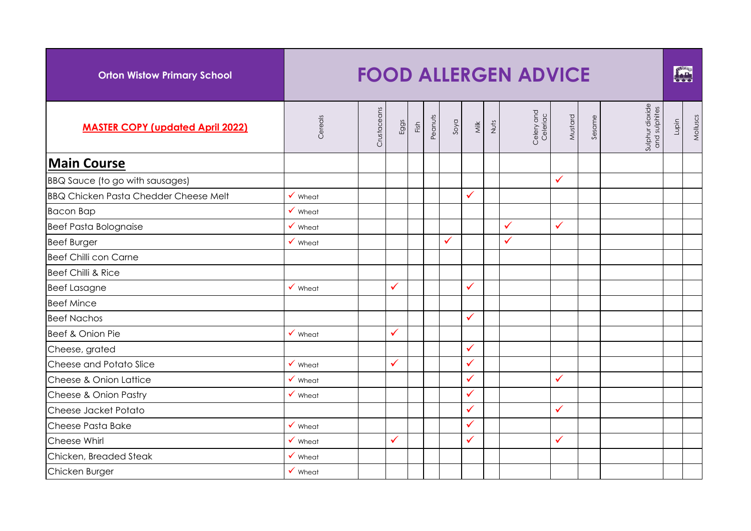**Orton Wistow Primary School**

# FOOD ALLERGEN ADVICE

| MASTER COPY (updated April 2022) | Cereals | Crustaceans | Eggs | Fish | Peanuts | Soya | Milk | Nuts | Celery and Celeriac | Mustard | Sesame | Sulphur dioxide and sulphites | Lupin | Molluscs |
|---|---|---|---|---|---|---|---|---|---|---|---|---|---|---|
| **Main Course** | | | | | | | | | | | | | | |
| BBQ Sauce (to go with sausages) | | | | | | | | | | ✓ | | | | |
| BBQ Chicken Pasta Chedder Cheese Melt | ✓ Wheat | | | | | | ✓ | | | | | | | |
| Bacon Bap | ✓ Wheat | | | | | | | | | | | | | |
| Beef Pasta Bolognaise | ✓ Wheat | | | | | | | | ✓ | ✓ | | | | |
| Beef Burger | ✓ Wheat | | | | | ✓ | | | ✓ | | | | | |
| Beef Chilli con Carne | | | | | | | | | | | | | | |
| Beef Chilli & Rice | | | | | | | | | | | | | | |
| Beef Lasagne | ✓ Wheat | | ✓ | | | | ✓ | | | | | | | |
| Beef Mince | | | | | | | | | | | | | | |
| Beef Nachos | | | | | | | ✓ | | | | | | | |
| Beef & Onion Pie | ✓ Wheat | | ✓ | | | | | | | | | | | |
| Cheese, grated | | | | | | | ✓ | | | | | | | |
| Cheese and Potato Slice | ✓ Wheat | | ✓ | | | | ✓ | | | | | | | |
| Cheese & Onion Lattice | ✓ Wheat | | | | | | ✓ | | | ✓ | | | | |
| Cheese & Onion Pastry | ✓ Wheat | | | | | | ✓ | | | | | | | |
| Cheese Jacket Potato | | | | | | | ✓ | | | ✓ | | | | |
| Cheese Pasta Bake | ✓ Wheat | | | | | | ✓ | | | | | | | |
| Cheese Whirl | ✓ Wheat | | ✓ | | | | ✓ | | | ✓ | | | | |
| Chicken, Breaded Steak | ✓ Wheat | | | | | | | | | | | | | |
| Chicken Burger | ✓ Wheat | | | | | | | | | | | | | |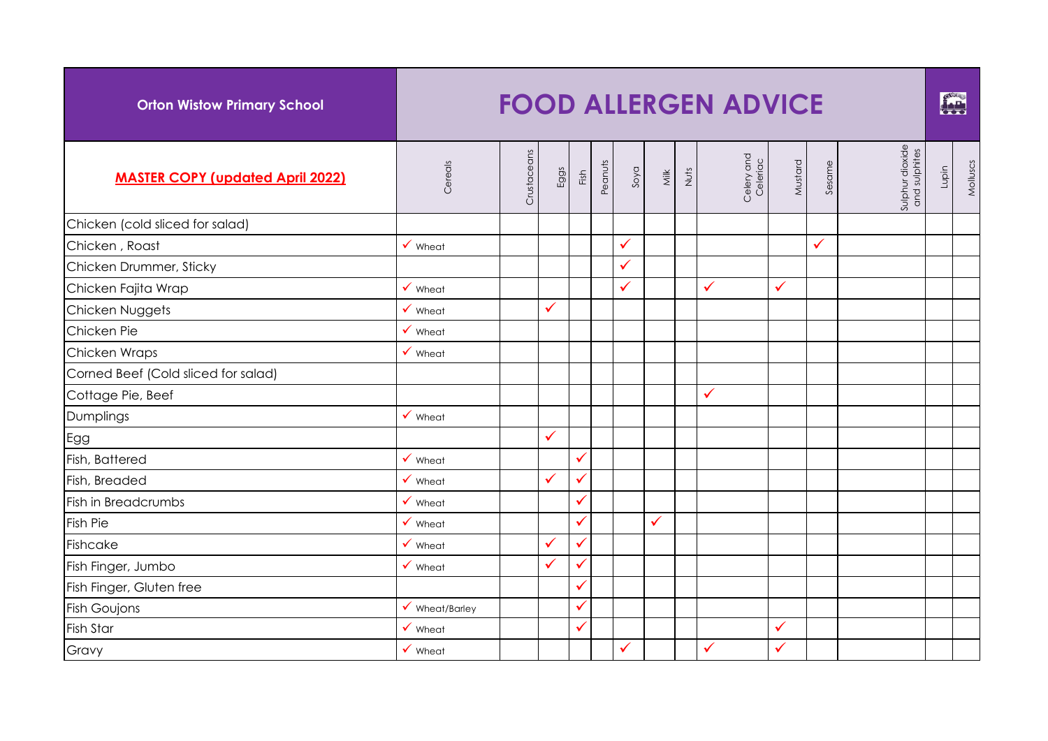| Orton Wistow Primary School | FOOD ALLERGEN ADVICE | | | | | | | | | | | | | |
|---|---|---|---|---|---|---|---|---|---|---|---|---|---|---|
| **MASTER COPY (updated April 2022)** | Cereals | Crustaceans | Eggs | Fish | Peanuts | Soya | Milk | Nuts | Celery and Celeriac | Mustard | Sesame | Sulphur dioxide and sulphites | Lupin | Molluscs |
| Chicken (cold sliced for salad) | | | | | | | | | | | | | | |
| Chicken , Roast | ✓ Wheat | | | | | ✓ | | | | | ✓ | | | |
| Chicken Drummer, Sticky | | | | | | ✓ | | | | | | | | |
| Chicken Fajita Wrap | ✓ Wheat | | | | | ✓ | | | ✓ | ✓ | | | | |
| Chicken Nuggets | ✓ Wheat | | ✓ | | | | | | | | | | | |
| Chicken Pie | ✓ Wheat | | | | | | | | | | | | | |
| Chicken Wraps | ✓ Wheat | | | | | | | | | | | | | |
| Corned Beef (Cold sliced for salad) | | | | | | | | | | | | | | |
| Cottage Pie, Beef | | | | | | | | | ✓ | | | | | |
| Dumplings | ✓ Wheat | | | | | | | | | | | | | |
| Egg | | | ✓ | | | | | | | | | | | |
| Fish, Battered | ✓ Wheat | | | ✓ | | | | | | | | | | |
| Fish, Breaded | ✓ Wheat | | ✓ | ✓ | | | | | | | | | | |
| Fish in Breadcrumbs | ✓ Wheat | | | ✓ | | | | | | | | | | |
| Fish Pie | ✓ Wheat | | | ✓ | | | ✓ | | | | | | | |
| Fishcake | ✓ Wheat | | ✓ | ✓ | | | | | | | | | | |
| Fish Finger, Jumbo | ✓ Wheat | | ✓ | ✓ | | | | | | | | | | |
| Fish Finger, Gluten free | | | | ✓ | | | | | | | | | | |
| Fish Goujons | ✓ Wheat/Barley | | | ✓ | | | | | | | | | | |
| Fish Star | ✓ Wheat | | | ✓ | | | | | | ✓ | | | | |
| Gravy | ✓ Wheat | | | | | ✓ | | | ✓ | ✓ | | | | |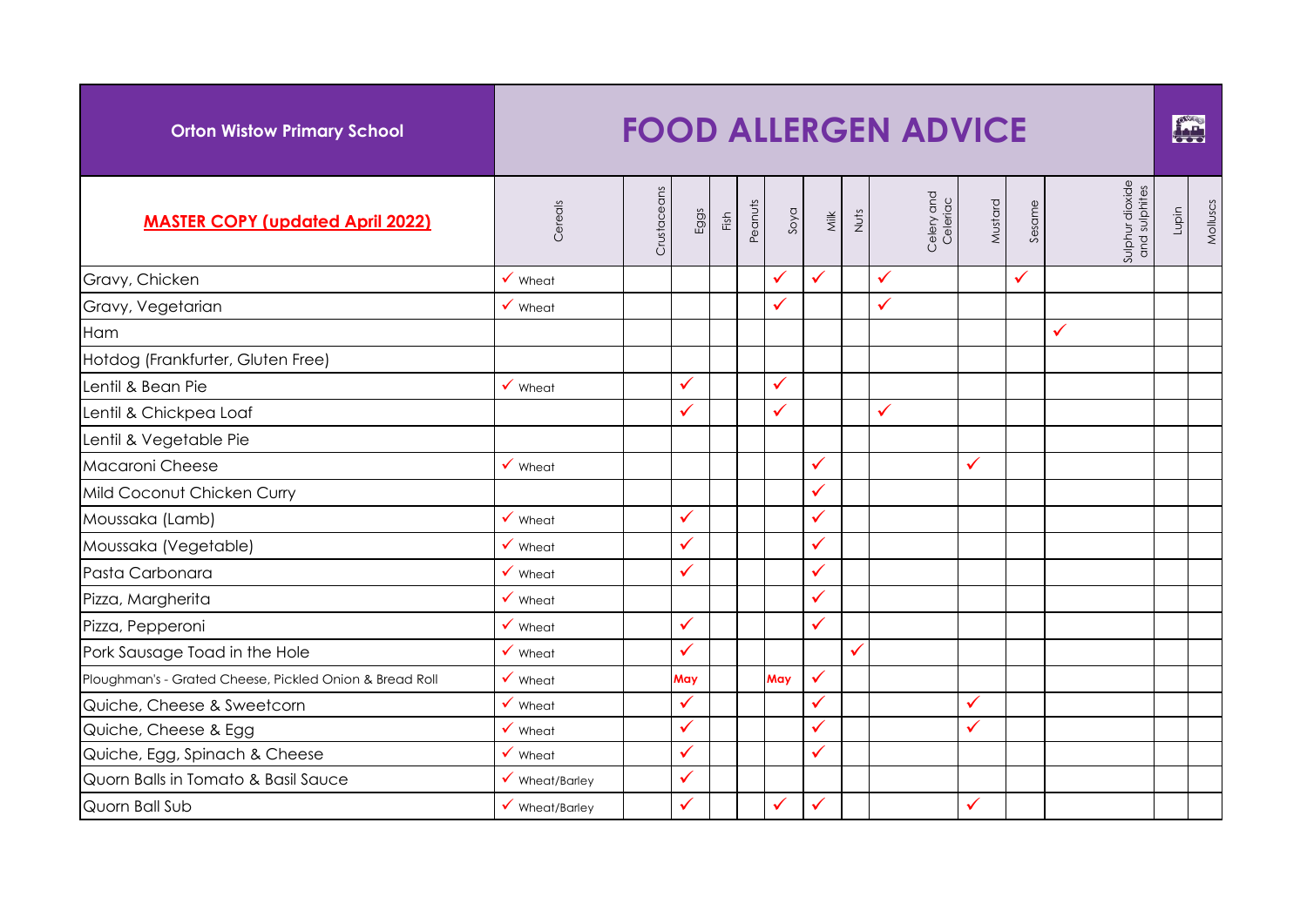# Orton Wistow Primary School

## FOOD ALLERGEN ADVICE

**MASTER COPY (updated April 2022)**

| | Cereals | Crustaceans | Eggs | Fish | Peanuts | Soya | Milk | Nuts | Celery and Celeriac | Mustard | Sesame | Sulphur dioxide and sulphites | Lupin | Molluscs |
|---|---|---|---|---|---|---|---|---|---|---|---|---|---|---|
| Gravy, Chicken | ✓ Wheat | | | | | ✓ | ✓ | | ✓ | | ✓ | | | |
| Gravy, Vegetarian | ✓ Wheat | | | | | ✓ | | | ✓ | | | | | |
| Ham | | | | | | | | | | | | ✓ | | |
| Hotdog (Frankfurter, Gluten Free) | | | | | | | | | | | | | | |
| Lentil & Bean Pie | ✓ Wheat | | ✓ | | | ✓ | | | | | | | | |
| Lentil & Chickpea Loaf | | | ✓ | | | ✓ | | | ✓ | | | | | |
| Lentil & Vegetable Pie | | | | | | | | | | | | | | |
| Macaroni Cheese | ✓ Wheat | | | | | | ✓ | | | ✓ | | | | |
| Mild Coconut Chicken Curry | | | | | | | ✓ | | | | | | | |
| Moussaka (Lamb) | ✓ Wheat | | ✓ | | | | ✓ | | | | | | | |
| Moussaka (Vegetable) | ✓ Wheat | | ✓ | | | | ✓ | | | | | | | |
| Pasta Carbonara | ✓ Wheat | | ✓ | | | | ✓ | | | | | | | |
| Pizza, Margherita | ✓ Wheat | | | | | | ✓ | | | | | | | |
| Pizza, Pepperoni | ✓ Wheat | | ✓ | | | | ✓ | | | | | | | |
| Pork Sausage Toad in the Hole | ✓ Wheat | | ✓ | | | | | ✓ | | | | | | |
| Ploughman's - Grated Cheese, Pickled Onion & Bread Roll | ✓ Wheat | | May | | | May | ✓ | | | | | | | |
| Quiche, Cheese & Sweetcorn | ✓ Wheat | | ✓ | | | | ✓ | | | ✓ | | | | |
| Quiche, Cheese & Egg | ✓ Wheat | | ✓ | | | | ✓ | | | ✓ | | | | |
| Quiche, Egg, Spinach & Cheese | ✓ Wheat | | ✓ | | | | ✓ | | | | | | | |
| Quorn Balls in Tomato & Basil Sauce | ✓ Wheat/Barley | | ✓ | | | | | | | | | | | |
| Quorn Ball Sub | ✓ Wheat/Barley | | ✓ | | | ✓ | ✓ | | | ✓ | | | | |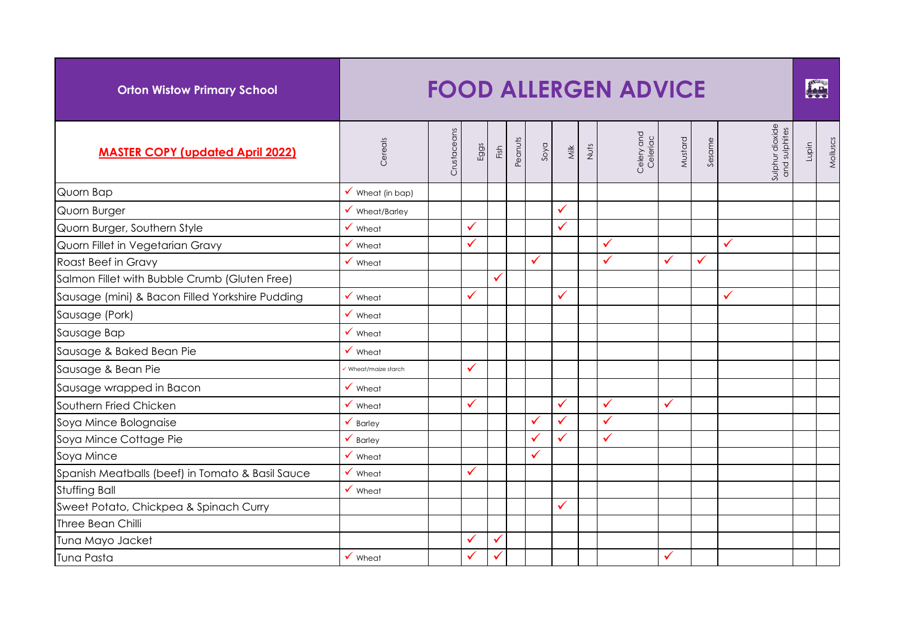# Orton Wistow Primary School

# FOOD ALLERGEN ADVICE

**MASTER COPY (updated April 2022)**

| | Cereals | Crustaceans | Eggs | Fish | Peanuts | Soya | Milk | Nuts | Celery and Celeriac | Mustard | Sesame | Sulphur dioxide and sulphites | Lupin | Molluscs |
|---|---|---|---|---|---|---|---|---|---|---|---|---|---|---|
| Quorn Bap | ✓ Wheat (in bap) | | | | | | | | | | | | | |
| Quorn Burger | ✓ Wheat/Barley | | | | | | ✓ | | | | | | | |
| Quorn Burger, Southern Style | ✓ Wheat | | ✓ | | | | ✓ | | | | | | | |
| Quorn Fillet in Vegetarian Gravy | ✓ Wheat | | ✓ | | | | | | ✓ | | | ✓ | | |
| Roast Beef in Gravy | ✓ Wheat | | | | | ✓ | | | ✓ | ✓ | ✓ | | | |
| Salmon Fillet with Bubble Crumb (Gluten Free) | | | | ✓ | | | | | | | | | | |
| Sausage (mini) & Bacon Filled Yorkshire Pudding | ✓ Wheat | | ✓ | | | | ✓ | | | | | ✓ | | |
| Sausage (Pork) | ✓ Wheat | | | | | | | | | | | | | |
| Sausage Bap | ✓ Wheat | | | | | | | | | | | | | |
| Sausage & Baked Bean Pie | ✓ Wheat | | | | | | | | | | | | | |
| Sausage & Bean Pie | ✓ Wheat/maize starch | | ✓ | | | | | | | | | | | |
| Sausage wrapped in Bacon | ✓ Wheat | | | | | | | | | | | | | |
| Southern Fried Chicken | ✓ Wheat | | ✓ | | | | ✓ | | ✓ | ✓ | | | | |
| Soya Mince Bolognaise | ✓ Barley | | | | | ✓ | ✓ | | ✓ | | | | | |
| Soya Mince Cottage Pie | ✓ Barley | | | | | ✓ | ✓ | | ✓ | | | | | |
| Soya Mince | ✓ Wheat | | | | | ✓ | | | | | | | | |
| Spanish Meatballs (beef) in Tomato & Basil Sauce | ✓ Wheat | | ✓ | | | | | | | | | | | |
| Stuffing Ball | ✓ Wheat | | | | | | | | | | | | | |
| Sweet Potato, Chickpea & Spinach Curry | | | | | | | ✓ | | | | | | | |
| Three Bean Chilli | | | | | | | | | | | | | | |
| Tuna Mayo Jacket | | | ✓ | ✓ | | | | | | | | | | |
| Tuna Pasta | ✓ Wheat | | ✓ | ✓ | | | | | | ✓ | | | | |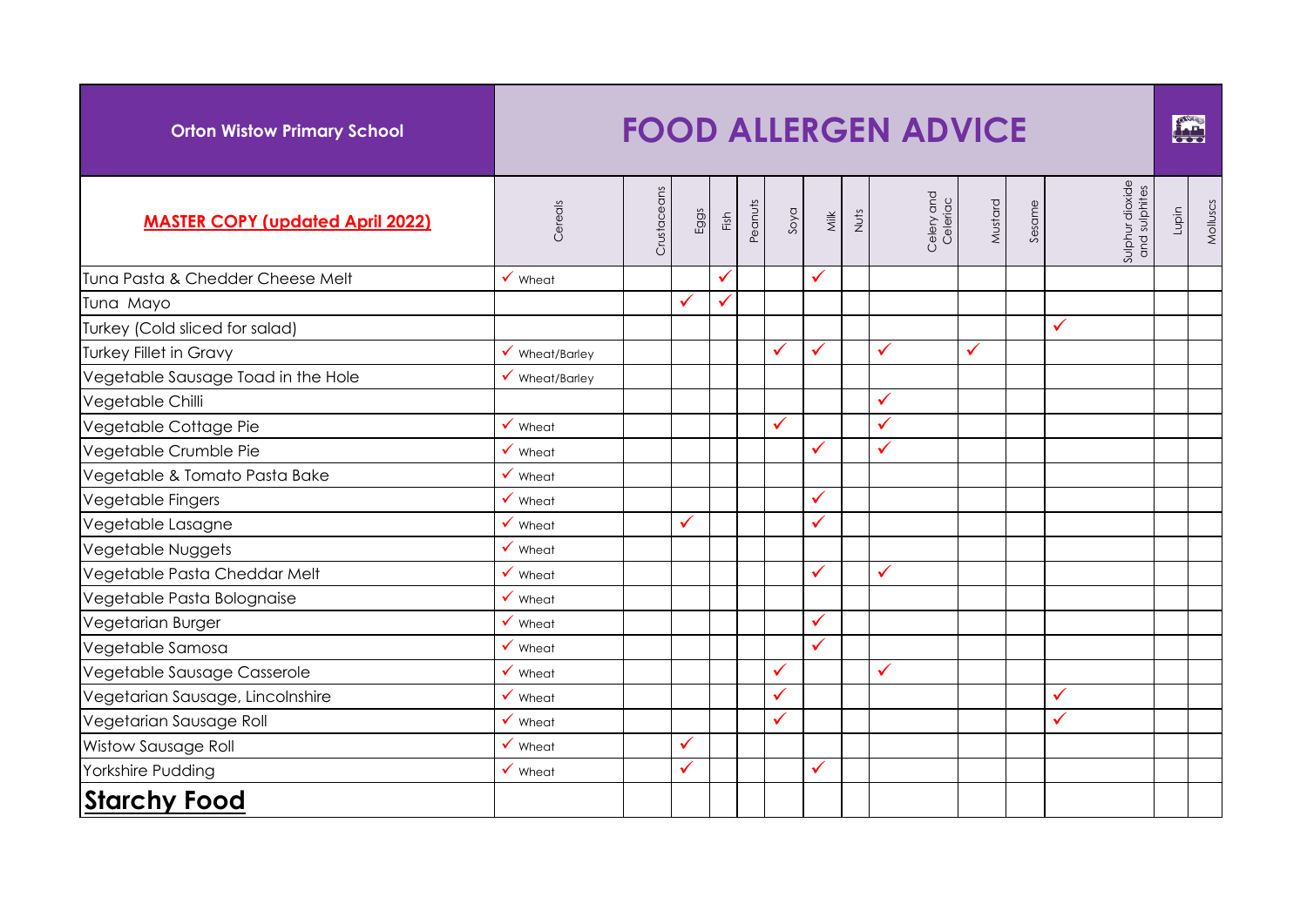| Orton Wistow Primary School | FOOD ALLERGEN ADVICE | | | | | | | | | | | | | |
|---|---|---|---|---|---|---|---|---|---|---|---|---|---|---|
| **MASTER COPY (updated April 2022)** | Cereals | Crustaceans | Eggs | Fish | Peanuts | Soya | Milk | Nuts | Celery and Celeriac | Mustard | Sesame | Sulphur dioxide and sulphites | Lupin | Molluscs |
| Tuna Pasta & Chedder Cheese Melt | ✓ Wheat | | | ✓ | | | ✓ | | | | | | | |
| Tuna Mayo | | | ✓ | ✓ | | | | | | | | | | |
| Turkey (Cold sliced for salad) | | | | | | | | | | | | ✓ | | |
| Turkey Fillet in Gravy | ✓ Wheat/Barley | | | | | ✓ | ✓ | | ✓ | ✓ | | | | |
| Vegetable Sausage Toad in the Hole | ✓ Wheat/Barley | | | | | | | | | | | | | |
| Vegetable Chilli | | | | | | | | | ✓ | | | | | |
| Vegetable Cottage Pie | ✓ Wheat | | | | | ✓ | | | ✓ | | | | | |
| Vegetable Crumble Pie | ✓ Wheat | | | | | | ✓ | | ✓ | | | | | |
| Vegetable & Tomato Pasta Bake | ✓ Wheat | | | | | | | | | | | | | |
| Vegetable Fingers | ✓ Wheat | | | | | | ✓ | | | | | | | |
| Vegetable Lasagne | ✓ Wheat | | ✓ | | | | ✓ | | | | | | | |
| Vegetable Nuggets | ✓ Wheat | | | | | | | | | | | | | |
| Vegetable Pasta Cheddar Melt | ✓ Wheat | | | | | | ✓ | | ✓ | | | | | |
| Vegetable Pasta Bolognaise | ✓ Wheat | | | | | | | | | | | | | |
| Vegetarian Burger | ✓ Wheat | | | | | | ✓ | | | | | | | |
| Vegetable Samosa | ✓ Wheat | | | | | | ✓ | | | | | | | |
| Vegetable Sausage Casserole | ✓ Wheat | | | | | ✓ | | | ✓ | | | | | |
| Vegetarian Sausage, Lincolnshire | ✓ Wheat | | | | | ✓ | | | | | | ✓ | | |
| Vegetarian Sausage Roll | ✓ Wheat | | | | | ✓ | | | | | | ✓ | | |
| Wistow Sausage Roll | ✓ Wheat | | ✓ | | | | | | | | | | | |
| Yorkshire Pudding | ✓ Wheat | | ✓ | | | | ✓ | | | | | | | |
| **Starchy Food** | | | | | | | | | | | | | | |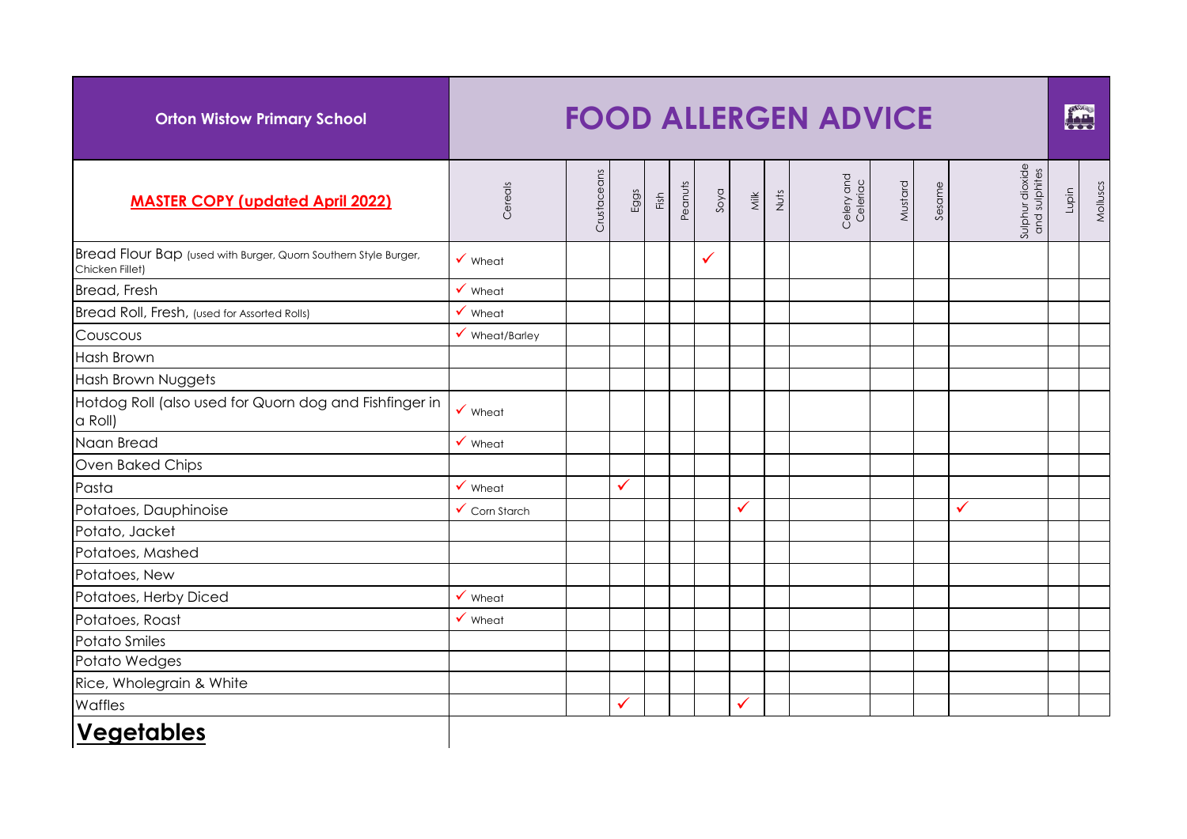| Orton Wistow Primary School | FOOD ALLERGEN ADVICE | | | | | | | | | | | | | |
|---|---|---|---|---|---|---|---|---|---|---|---|---|---|---|
| **MASTER COPY (updated April 2022)** | Cereals | Crustaceans | Eggs | Fish | Peanuts | Soya | Milk | Nuts | Celery and Celeriac | Mustard | Sesame | Sulphur dioxide and sulphites | Lupin | Molluscs |
| Bread Flour Bap (used with Burger, Quorn Southern Style Burger, Chicken Fillet) | ✓ Wheat | | | | | ✓ | | | | | | | | |
| Bread, Fresh | ✓ Wheat | | | | | | | | | | | | | |
| Bread Roll, Fresh, (used for Assorted Rolls) | ✓ Wheat | | | | | | | | | | | | | |
| Couscous | ✓ Wheat/Barley | | | | | | | | | | | | | |
| Hash Brown | | | | | | | | | | | | | | |
| Hash Brown Nuggets | | | | | | | | | | | | | | |
| Hotdog Roll (also used for Quorn dog and Fishfinger in a Roll) | ✓ Wheat | | | | | | | | | | | | | |
| Naan Bread | ✓ Wheat | | | | | | | | | | | | | |
| Oven Baked Chips | | | | | | | | | | | | | | |
| Pasta | ✓ Wheat | | ✓ | | | | | | | | | | | |
| Potatoes, Dauphinoise | ✓ Corn Starch | | | | | | ✓ | | | | | ✓ | | |
| Potato, Jacket | | | | | | | | | | | | | | |
| Potatoes, Mashed | | | | | | | | | | | | | | |
| Potatoes, New | | | | | | | | | | | | | | |
| Potatoes, Herby Diced | ✓ Wheat | | | | | | | | | | | | | |
| Potatoes, Roast | ✓ Wheat | | | | | | | | | | | | | |
| Potato Smiles | | | | | | | | | | | | | | |
| Potato Wedges | | | | | | | | | | | | | | |
| Rice, Wholegrain & White | | | | | | | | | | | | | | |
| Waffles | | | ✓ | | | | ✓ | | | | | | | |

## Vegetables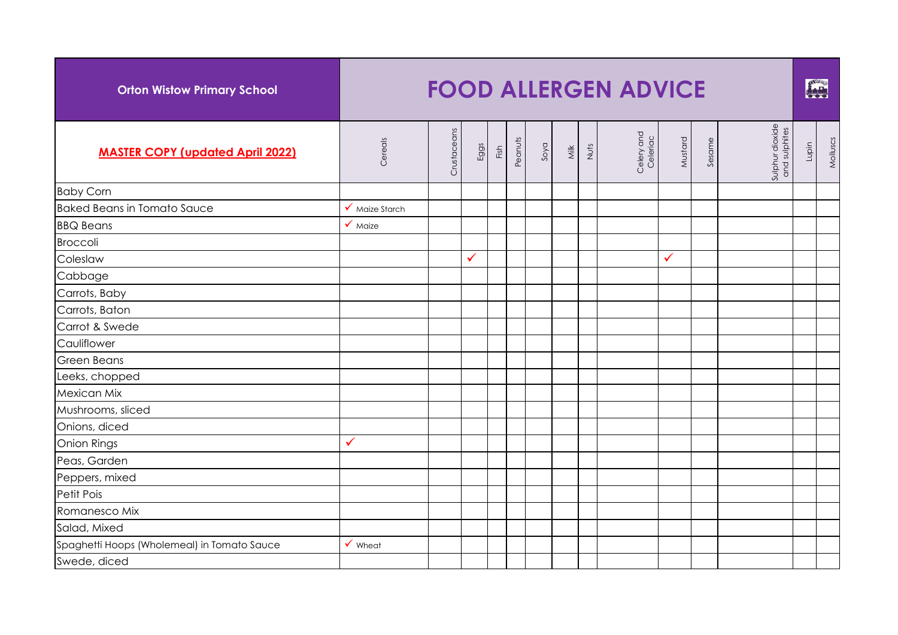| Orton Wistow Primary School | FOOD ALLERGEN ADVICE | | | | | | | | | | | | | |
|---|---|---|---|---|---|---|---|---|---|---|---|---|---|---|
| **MASTER COPY (updated April 2022)** | Cereals | Crustaceans | Eggs | Fish | Peanuts | Soya | Milk | Nuts | Celery and Celeriac | Mustard | Sesame | Sulphur dioxide and sulphites | Lupin | Molluscs |
| Baby Corn | | | | | | | | | | | | | | |
| Baked Beans in Tomato Sauce | ✓ Maize Starch | | | | | | | | | | | | | |
| BBQ Beans | ✓ Maize | | | | | | | | | | | | | |
| Broccoli | | | | | | | | | | | | | | |
| Coleslaw | | | ✓ | | | | | | | ✓ | | | | |
| Cabbage | | | | | | | | | | | | | | |
| Carrots, Baby | | | | | | | | | | | | | | |
| Carrots, Baton | | | | | | | | | | | | | | |
| Carrot & Swede | | | | | | | | | | | | | | |
| Cauliflower | | | | | | | | | | | | | | |
| Green Beans | | | | | | | | | | | | | | |
| Leeks, chopped | | | | | | | | | | | | | | |
| Mexican Mix | | | | | | | | | | | | | | |
| Mushrooms, sliced | | | | | | | | | | | | | | |
| Onions, diced | | | | | | | | | | | | | | |
| Onion Rings | ✓ | | | | | | | | | | | | | |
| Peas, Garden | | | | | | | | | | | | | | |
| Peppers, mixed | | | | | | | | | | | | | | |
| Petit Pois | | | | | | | | | | | | | | |
| Romanesco Mix | | | | | | | | | | | | | | |
| Salad, Mixed | | | | | | | | | | | | | | |
| Spaghetti Hoops (Wholemeal) in Tomato Sauce | ✓ Wheat | | | | | | | | | | | | | |
| Swede, diced | | | | | | | | | | | | | | |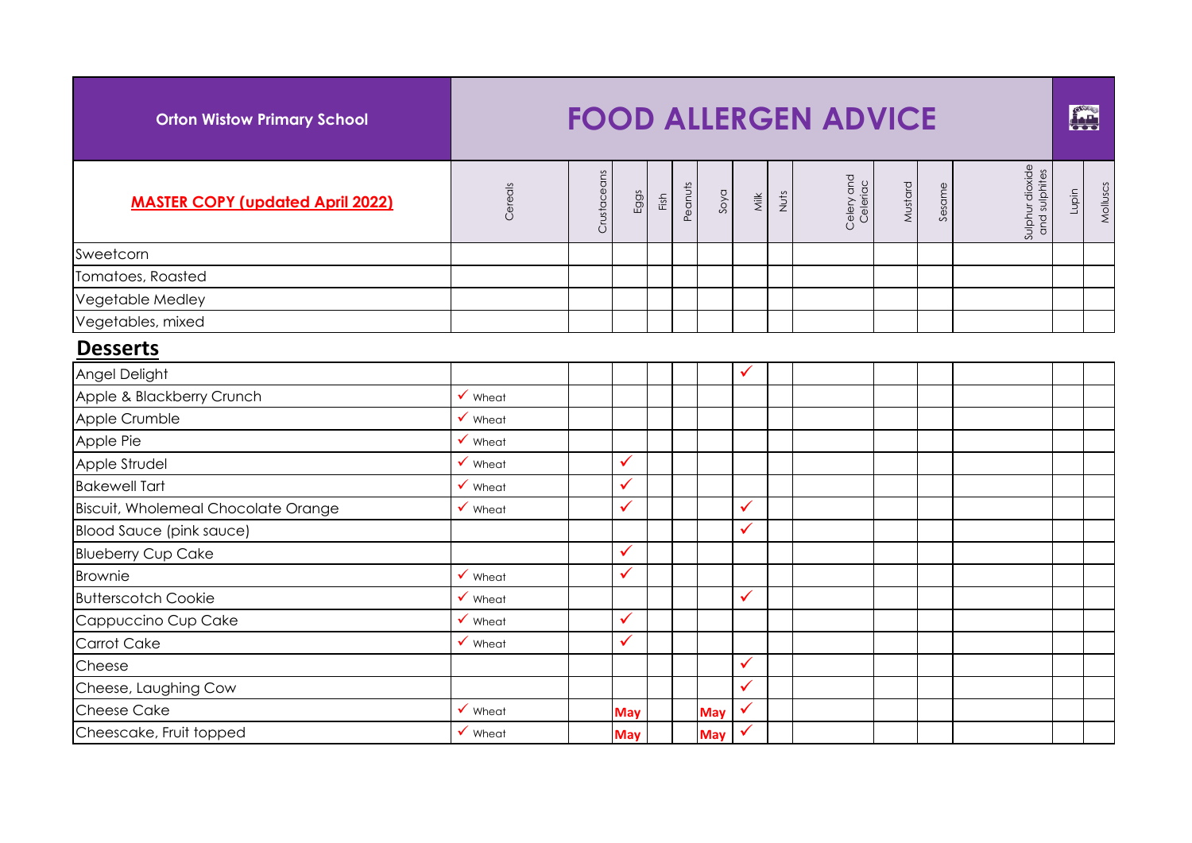| Orton Wistow Primary School | FOOD ALLERGEN ADVICE | | | | | | | | | | | | | |
|---|---|---|---|---|---|---|---|---|---|---|---|---|---|---|
| **MASTER COPY (updated April 2022)** | Cereals | Crustaceans | Eggs | Fish | Peanuts | Soya | Milk | Nuts | Celery and Celeriac | Mustard | Sesame | Sulphur dioxide and sulphites | Lupin | Molluscs |
| Sweetcorn | | | | | | | | | | | | | | |
| Tomatoes, Roasted | | | | | | | | | | | | | | |
| Vegetable Medley | | | | | | | | | | | | | | |
| Vegetables, mixed | | | | | | | | | | | | | | |

## Desserts

| Item | Cereals | Crustaceans | Eggs | Fish | Peanuts | Soya | Milk | Nuts | Celery and Celeriac | Mustard | Sesame | Sulphur dioxide and sulphites | Lupin | Molluscs |
|---|---|---|---|---|---|---|---|---|---|---|---|---|---|---|
| Angel Delight | | | | | | | ✓ | | | | | | | |
| Apple & Blackberry Crunch | ✓ Wheat | | | | | | | | | | | | | |
| Apple Crumble | ✓ Wheat | | | | | | | | | | | | | |
| Apple Pie | ✓ Wheat | | | | | | | | | | | | | |
| Apple Strudel | ✓ Wheat | | ✓ | | | | | | | | | | | |
| Bakewell Tart | ✓ Wheat | | ✓ | | | | | | | | | | | |
| Biscuit, Wholemeal Chocolate Orange | ✓ Wheat | | ✓ | | | | ✓ | | | | | | | |
| Blood Sauce (pink sauce) | | | | | | | ✓ | | | | | | | |
| Blueberry Cup Cake | | | ✓ | | | | | | | | | | | |
| Brownie | ✓ Wheat | | ✓ | | | | | | | | | | | |
| Butterscotch Cookie | ✓ Wheat | | | | | | ✓ | | | | | | | |
| Cappuccino Cup Cake | ✓ Wheat | | ✓ | | | | | | | | | | | |
| Carrot Cake | ✓ Wheat | | ✓ | | | | | | | | | | | |
| Cheese | | | | | | | ✓ | | | | | | | |
| Cheese, Laughing Cow | | | | | | | ✓ | | | | | | | |
| Cheese Cake | ✓ Wheat | | May | | | May | ✓ | | | | | | | |
| Cheesecake, Fruit topped | ✓ Wheat | | May | | | May | ✓ | | | | | | | |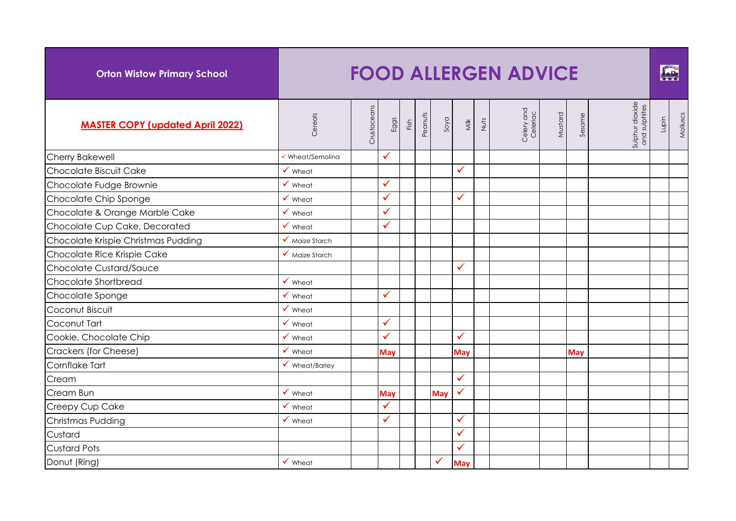| Orton Wistow Primary School | FOOD ALLERGEN ADVICE | | | | | | | | | | | | | |
|---|---|---|---|---|---|---|---|---|---|---|---|---|---|---|
| **MASTER COPY (updated April 2022)** | Cereals | Crustaceans | Eggs | Fish | Peanuts | Soya | Milk | Nuts | Celery and Celeriac | Mustard | Sesame | Sulphur dioxide and sulphites | Lupin | Molluscs |
| Cherry Bakewell | ✓ Wheat/Semolina | | ✓ | | | | | | | | | | | |
| Chocolate Biscuit Cake | ✓ Wheat | | | | | | ✓ | | | | | | | |
| Chocolate Fudge Brownie | ✓ Wheat | | ✓ | | | | | | | | | | | |
| Chocolate Chip Sponge | ✓ Wheat | | ✓ | | | | ✓ | | | | | | | |
| Chocolate & Orange Marble Cake | ✓ Wheat | | ✓ | | | | | | | | | | | |
| Chocolate Cup Cake, Decorated | ✓ Wheat | | ✓ | | | | | | | | | | | |
| Chocolate Krispie Christmas Pudding | ✓ Maize Starch | | | | | | | | | | | | | |
| Chocolate Rice Krispie Cake | ✓ Maize Starch | | | | | | | | | | | | | |
| Chocolate Custard/Sauce | | | | | | | ✓ | | | | | | | |
| Chocolate Shortbread | ✓ Wheat | | | | | | | | | | | | | |
| Chocolate Sponge | ✓ Wheat | | ✓ | | | | | | | | | | | |
| Coconut Biscuit | ✓ Wheat | | | | | | | | | | | | | |
| Coconut Tart | ✓ Wheat | | ✓ | | | | | | | | | | | |
| Cookie, Chocolate Chip | ✓ Wheat | | ✓ | | | | ✓ | | | | | | | |
| Crackers (for Cheese) | ✓ Wheat | | May | | | | May | | | | May | | | |
| Cornflake Tart | ✓ Wheat/Barley | | | | | | | | | | | | | |
| Cream | | | | | | | ✓ | | | | | | | |
| Cream Bun | ✓ Wheat | | May | | | May | ✓ | | | | | | | |
| Creepy Cup Cake | ✓ Wheat | | ✓ | | | | | | | | | | | |
| Christmas Pudding | ✓ Wheat | | ✓ | | | | ✓ | | | | | | | |
| Custard | | | | | | | ✓ | | | | | | | |
| Custard Pots | | | | | | | ✓ | | | | | | | |
| Donut (Ring) | ✓ Wheat | | | | | ✓ | May | | | | | | | |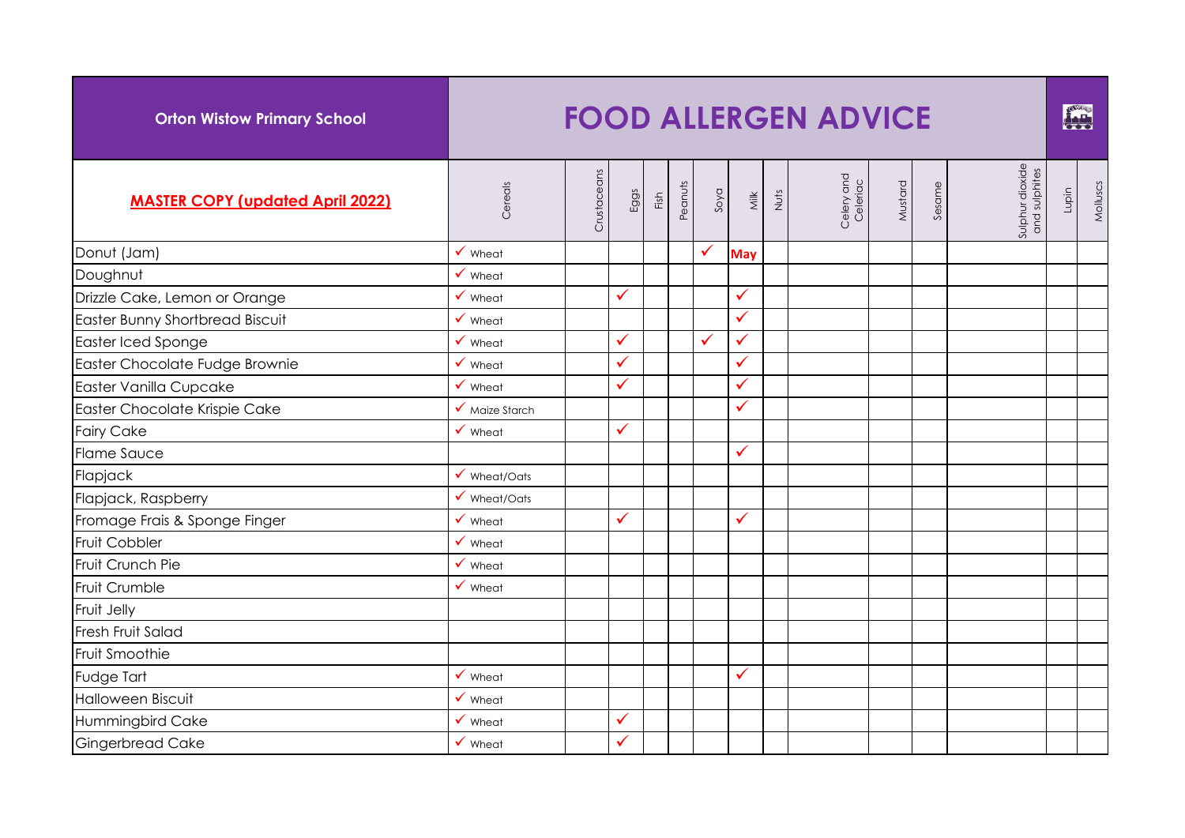| Orton Wistow Primary School | FOOD ALLERGEN ADVICE | | | | | | | | | | | | | |
|---|---|---|---|---|---|---|---|---|---|---|---|---|---|---|
| **MASTER COPY (updated April 2022)** | Cereals | Crustaceans | Eggs | Fish | Peanuts | Soya | Milk | Nuts | Celery and Celeriac | Mustard | Sesame | Sulphur dioxide and sulphites | Lupin | Molluscs |
| Donut (Jam) | ✓ Wheat | | | | | ✓ | **May** | | | | | | | |
| Doughnut | ✓ Wheat | | | | | | | | | | | | | |
| Drizzle Cake, Lemon or Orange | ✓ Wheat | | ✓ | | | | ✓ | | | | | | | |
| Easter Bunny Shortbread Biscuit | ✓ Wheat | | | | | | ✓ | | | | | | | |
| Easter Iced Sponge | ✓ Wheat | | ✓ | | | ✓ | ✓ | | | | | | | |
| Easter Chocolate Fudge Brownie | ✓ Wheat | | ✓ | | | | ✓ | | | | | | | |
| Easter Vanilla Cupcake | ✓ Wheat | | ✓ | | | | ✓ | | | | | | | |
| Easter Chocolate Krispie Cake | ✓ Maize Starch | | | | | | ✓ | | | | | | | |
| Fairy Cake | ✓ Wheat | | ✓ | | | | | | | | | | | |
| Flame Sauce | | | | | | | ✓ | | | | | | | |
| Flapjack | ✓ Wheat/Oats | | | | | | | | | | | | | |
| Flapjack, Raspberry | ✓ Wheat/Oats | | | | | | | | | | | | | |
| Fromage Frais & Sponge Finger | ✓ Wheat | | ✓ | | | | ✓ | | | | | | | |
| Fruit Cobbler | ✓ Wheat | | | | | | | | | | | | | |
| Fruit Crunch Pie | ✓ Wheat | | | | | | | | | | | | | |
| Fruit Crumble | ✓ Wheat | | | | | | | | | | | | | |
| Fruit Jelly | | | | | | | | | | | | | | |
| Fresh Fruit Salad | | | | | | | | | | | | | | |
| Fruit Smoothie | | | | | | | | | | | | | | |
| Fudge Tart | ✓ Wheat | | | | | | ✓ | | | | | | | |
| Halloween Biscuit | ✓ Wheat | | | | | | | | | | | | | |
| Hummingbird Cake | ✓ Wheat | | ✓ | | | | | | | | | | | |
| Gingerbread Cake | ✓ Wheat | | ✓ | | | | | | | | | | | |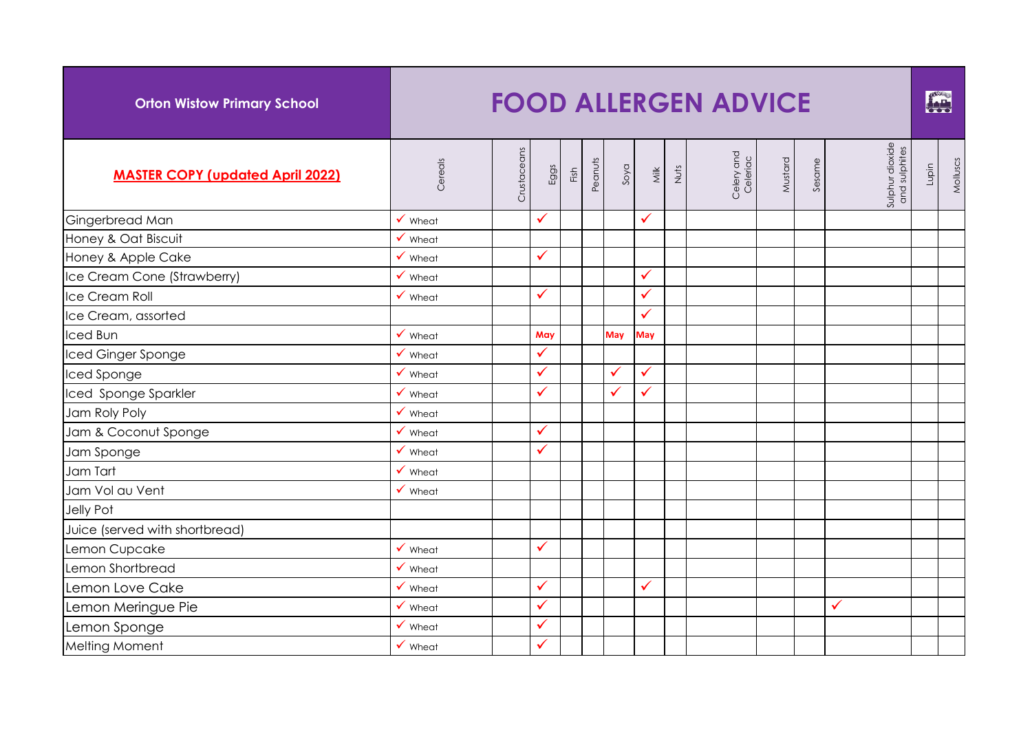| Orton Wistow Primary School | FOOD ALLERGEN ADVICE | | | | | | | | | | | | | |
|---|---|---|---|---|---|---|---|---|---|---|---|---|---|---|
| **MASTER COPY (updated April 2022)** | Cereals | Crustaceans | Eggs | Fish | Peanuts | Soya | Milk | Nuts | Celery and Celeriac | Mustard | Sesame | Sulphur dioxide and sulphites | Lupin | Molluscs |
| Gingerbread Man | ✓ Wheat | | ✓ | | | | ✓ | | | | | | | |
| Honey & Oat Biscuit | ✓ Wheat | | | | | | | | | | | | | |
| Honey & Apple Cake | ✓ Wheat | | ✓ | | | | | | | | | | | |
| Ice Cream Cone (Strawberry) | ✓ Wheat | | | | | | ✓ | | | | | | | |
| Ice Cream Roll | ✓ Wheat | | ✓ | | | | ✓ | | | | | | | |
| Ice Cream, assorted | | | | | | | ✓ | | | | | | | |
| Iced Bun | ✓ Wheat | | May | | | May | May | | | | | | | |
| Iced Ginger Sponge | ✓ Wheat | | ✓ | | | | | | | | | | | |
| Iced Sponge | ✓ Wheat | | ✓ | | | ✓ | ✓ | | | | | | | |
| Iced Sponge Sparkler | ✓ Wheat | | ✓ | | | ✓ | ✓ | | | | | | | |
| Jam Roly Poly | ✓ Wheat | | | | | | | | | | | | | |
| Jam & Coconut Sponge | ✓ Wheat | | ✓ | | | | | | | | | | | |
| Jam Sponge | ✓ Wheat | | ✓ | | | | | | | | | | | |
| Jam Tart | ✓ Wheat | | | | | | | | | | | | | |
| Jam Vol au Vent | ✓ Wheat | | | | | | | | | | | | | |
| Jelly Pot | | | | | | | | | | | | | | |
| Juice (served with shortbread) | | | | | | | | | | | | | | |
| Lemon Cupcake | ✓ Wheat | | ✓ | | | | | | | | | | | |
| Lemon Shortbread | ✓ Wheat | | | | | | | | | | | | | |
| Lemon Love Cake | ✓ Wheat | | ✓ | | | | ✓ | | | | | | | |
| Lemon Meringue Pie | ✓ Wheat | | ✓ | | | | | | | | | ✓ | | |
| Lemon Sponge | ✓ Wheat | | ✓ | | | | | | | | | | | |
| Melting Moment | ✓ Wheat | | ✓ | | | | | | | | | | | |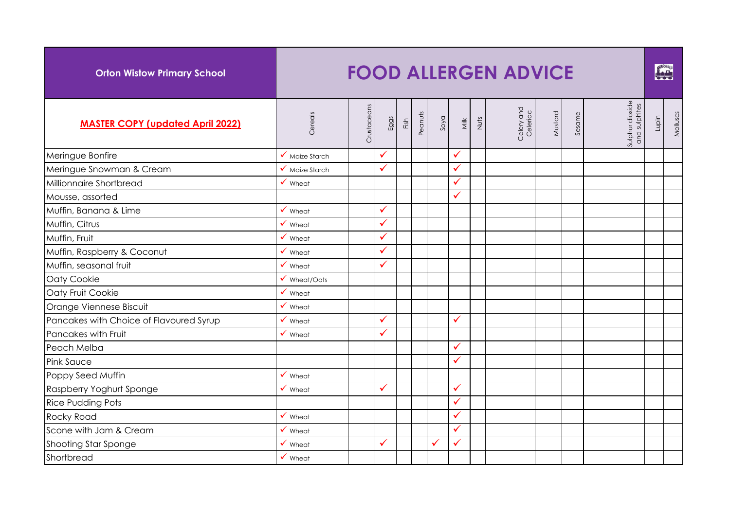| Orton Wistow Primary School | FOOD ALLERGEN ADVICE | | | | | | | | | | | | | |
|---|---|---|---|---|---|---|---|---|---|---|---|---|---|---|
| **MASTER COPY (updated April 2022)** | Cereals | Crustaceans | Eggs | Fish | Peanuts | Soya | Milk | Nuts | Celery and Celeriac | Mustard | Sesame | Sulphur dioxide and sulphites | Lupin | Molluscs |
| Meringue Bonfire | ✓ Maize Starch | | ✓ | | | | ✓ | | | | | | | |
| Meringue Snowman & Cream | ✓ Maize Starch | | ✓ | | | | ✓ | | | | | | | |
| Millionnaire Shortbread | ✓ Wheat | | | | | | ✓ | | | | | | | |
| Mousse, assorted | | | | | | | ✓ | | | | | | | |
| Muffin, Banana & Lime | ✓ Wheat | | ✓ | | | | | | | | | | | |
| Muffin, Citrus | ✓ Wheat | | ✓ | | | | | | | | | | | |
| Muffin, Fruit | ✓ Wheat | | ✓ | | | | | | | | | | | |
| Muffin, Raspberry & Coconut | ✓ Wheat | | ✓ | | | | | | | | | | | |
| Muffin, seasonal fruit | ✓ Wheat | | ✓ | | | | | | | | | | | |
| Oaty Cookie | ✓ Wheat/Oats | | | | | | | | | | | | | |
| Oaty Fruit Cookie | ✓ Wheat | | | | | | | | | | | | | |
| Orange Viennese Biscuit | ✓ Wheat | | | | | | | | | | | | | |
| Pancakes with Choice of Flavoured Syrup | ✓ Wheat | | ✓ | | | | ✓ | | | | | | | |
| Pancakes with Fruit | ✓ Wheat | | ✓ | | | | | | | | | | | |
| Peach Melba | | | | | | | ✓ | | | | | | | |
| Pink Sauce | | | | | | | ✓ | | | | | | | |
| Poppy Seed Muffin | ✓ Wheat | | | | | | | | | | | | | |
| Raspberry Yoghurt Sponge | ✓ Wheat | | ✓ | | | | ✓ | | | | | | | |
| Rice Pudding Pots | | | | | | | ✓ | | | | | | | |
| Rocky Road | ✓ Wheat | | | | | | ✓ | | | | | | | |
| Scone with Jam & Cream | ✓ Wheat | | | | | | ✓ | | | | | | | |
| Shooting Star Sponge | ✓ Wheat | | ✓ | | | ✓ | ✓ | | | | | | | |
| Shortbread | ✓ Wheat | | | | | | | | | | | | | |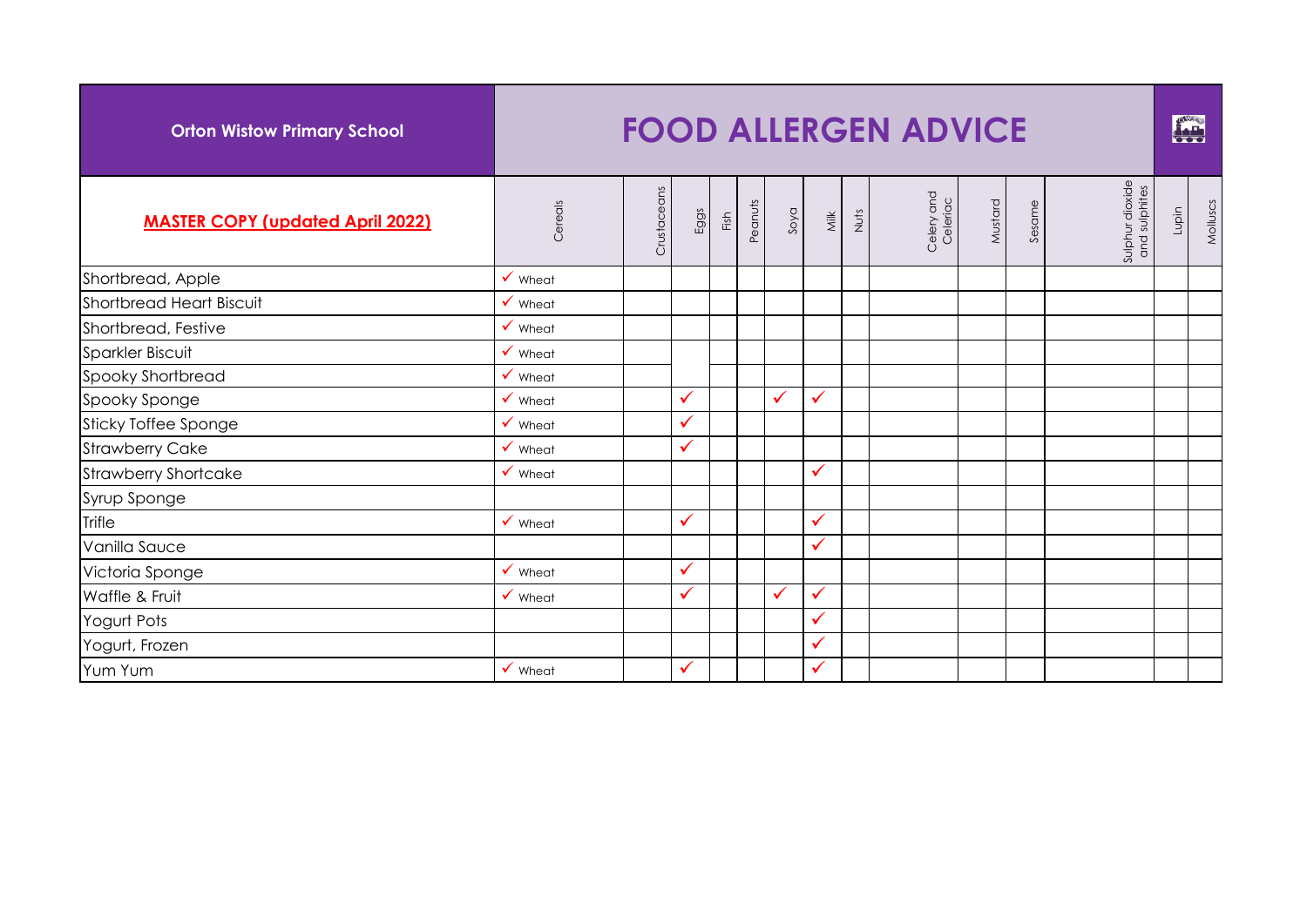| Orton Wistow Primary School | FOOD ALLERGEN ADVICE | | | | | | | | | | | | | |
|---|---|---|---|---|---|---|---|---|---|---|---|---|---|---|
| **MASTER COPY (updated April 2022)** | Cereals | Crustaceans | Eggs | Fish | Peanuts | Soya | Milk | Nuts | Celery and Celeriac | Mustard | Sesame | Sulphur dioxide and sulphites | Lupin | Molluscs |
| Shortbread, Apple | ✓ Wheat | | | | | | | | | | | | | |
| Shortbread Heart Biscuit | ✓ Wheat | | | | | | | | | | | | | |
| Shortbread, Festive | ✓ Wheat | | | | | | | | | | | | | |
| Sparkler Biscuit | ✓ Wheat | | | | | | | | | | | | | |
| Spooky Shortbread | ✓ Wheat | | | | | | | | | | | | | |
| Spooky Sponge | ✓ Wheat | | ✓ | | | ✓ | ✓ | | | | | | | |
| Sticky Toffee Sponge | ✓ Wheat | | ✓ | | | | | | | | | | | |
| Strawberry Cake | ✓ Wheat | | ✓ | | | | | | | | | | | |
| Strawberry Shortcake | ✓ Wheat | | | | | | ✓ | | | | | | | |
| Syrup Sponge | | | | | | | | | | | | | | |
| Trifle | ✓ Wheat | | ✓ | | | | ✓ | | | | | | | |
| Vanilla Sauce | | | | | | | ✓ | | | | | | | |
| Victoria Sponge | ✓ Wheat | | ✓ | | | | | | | | | | | |
| Waffle & Fruit | ✓ Wheat | | ✓ | | | ✓ | ✓ | | | | | | | |
| Yogurt Pots | | | | | | | ✓ | | | | | | | |
| Yogurt, Frozen | | | | | | | ✓ | | | | | | | |
| Yum Yum | ✓ Wheat | | ✓ | | | | ✓ | | | | | | | |